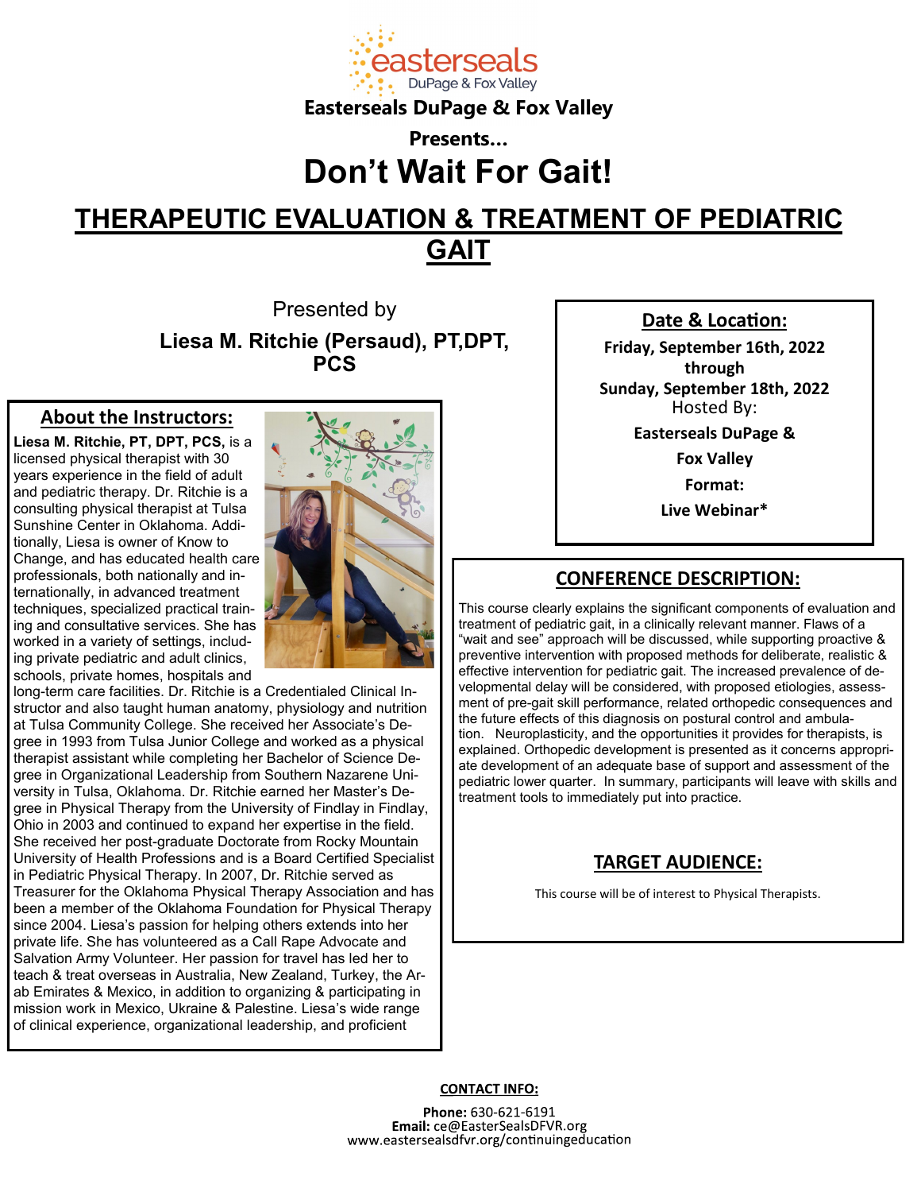easterseals DuPage & Fox Valley

**Easterseals DuPage & Fox Valley**

**Presents…**

# Don't Wait For Gait!

## THERAPEUTIC EVALUATION & TREATMENT OF PEDIATRIC GAIT

Presented by

**Liesa M. Ritchie (Persaud), PT,DPT, PCS**

### About the Instructors:

**Liesa M. Ritchie, PT, DPT, PCS,** is a licensed physical therapist with 30 years experience in the field of adult and pediatric therapy. Dr. Ritchie is a consulting physical therapist at Tulsa Sunshine Center in Oklahoma. Additionally, Liesa is owner of Know to Change, and has educated health care professionals, both nationally and internationally, in advanced treatment techniques, specialized practical training and consultative services. She has worked in a variety of settings, including private pediatric and adult clinics, schools, private homes, hospitals and long-term care facilities. Dr. Ritchie is a Credentialed Clinical Instructor and also taught human anatomy, physiology and nutrition at Tulsa Community College. She received her Associate's Degree in 1993 from Tulsa Junior College and worked as a physical therapist assistant while completing her Bachelor of Science Degree in Organizational Leadership from Southern Nazarene University in Tulsa, Oklahoma. Dr. Ritchie earned her Master's Degree in Physical Therapy from the University of Findlay in Findlay, Ohio in 2003 and continued to expand her expertise in the field. She received her post-graduate Doctorate from Rocky Mountain University of Health Professions and is a Board Certified Specialist in Pediatric Physical Therapy. In 2007, Dr. Ritchie served as Treasurer for the Oklahoma Physical Therapy Association and has been a member of the Oklahoma Foundation for Physical Therapy since 2004. Liesa's passion for helping others extends into her private life. She has volunteered as a Call Rape Advocate and Salvation Army Volunteer. Her passion for travel has led her to teach & treat overseas in Australia, New Zealand, Turkey, the Arab Emirates & Mexico, in addition to organizing & participating in mission work in Mexico, Ukraine & Palestine. Liesa's wide range of clinical experience, organizational leadership, and proficient

### Date & Location:

**Friday, September 16th, 2022**
**through**
**Sunday, September 18th, 2022**

Hosted By:

**Easterseals DuPage & Fox Valley**

**Format:**

**Live Webinar***

### CONFERENCE DESCRIPTION:

This course clearly explains the significant components of evaluation and treatment of pediatric gait, in a clinically relevant manner. Flaws of a "wait and see" approach will be discussed, while supporting proactive & preventive intervention with proposed methods for deliberate, realistic & effective intervention for pediatric gait. The increased prevalence of developmental delay will be considered, with proposed etiologies, assessment of pre-gait skill performance, related orthopedic consequences and the future effects of this diagnosis on postural control and ambulation. Neuroplasticity, and the opportunities it provides for therapists, is explained. Orthopedic development is presented as it concerns appropriate development of an adequate base of support and assessment of the pediatric lower quarter. In summary, participants will leave with skills and treatment tools to immediately put into practice.

### TARGET AUDIENCE:

This course will be of interest to Physical Therapists.

**CONTACT INFO:**

**Phone:** 630-621-6191
**Email:** ce@EasterSealsDFVR.org
www.eastersealsdfvr.org/continuingeducation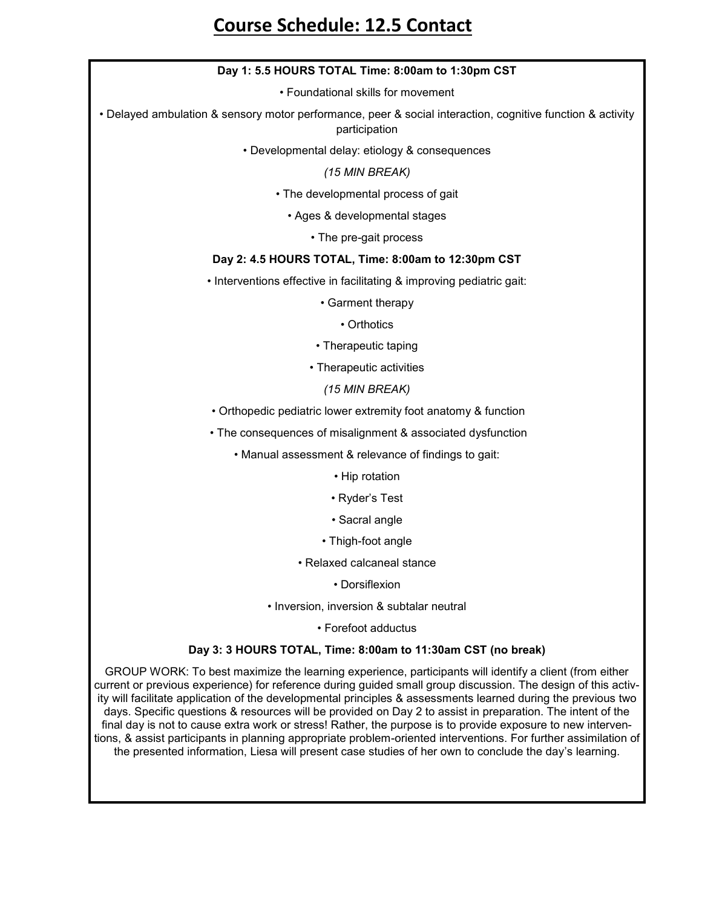# Course Schedule: 12.5 Contact

**Day 1: 5.5 HOURS TOTAL Time: 8:00am to 1:30pm CST**

- Foundational skills for movement
- Delayed ambulation & sensory motor performance, peer & social interaction, cognitive function & activity participation
- Developmental delay: etiology & consequences

*(15 MIN BREAK)*

- The developmental process of gait
- Ages & developmental stages
- The pre-gait process

**Day 2: 4.5 HOURS TOTAL, Time: 8:00am to 12:30pm CST**

- Interventions effective in facilitating & improving pediatric gait:
- Garment therapy
- Orthotics
- Therapeutic taping
- Therapeutic activities

*(15 MIN BREAK)*

- Orthopedic pediatric lower extremity foot anatomy & function
- The consequences of misalignment & associated dysfunction
- Manual assessment & relevance of findings to gait:
- Hip rotation
- Ryder's Test
- Sacral angle
- Thigh-foot angle
- Relaxed calcaneal stance
- Dorsiflexion
- Inversion, inversion & subtalar neutral
- Forefoot adductus

**Day 3: 3 HOURS TOTAL, Time: 8:00am to 11:30am CST (no break)**

GROUP WORK: To best maximize the learning experience, participants will identify a client (from either current or previous experience) for reference during guided small group discussion. The design of this activity will facilitate application of the developmental principles & assessments learned during the previous two days. Specific questions & resources will be provided on Day 2 to assist in preparation. The intent of the final day is not to cause extra work or stress! Rather, the purpose is to provide exposure to new interventions, & assist participants in planning appropriate problem-oriented interventions. For further assimilation of the presented information, Liesa will present case studies of her own to conclude the day's learning.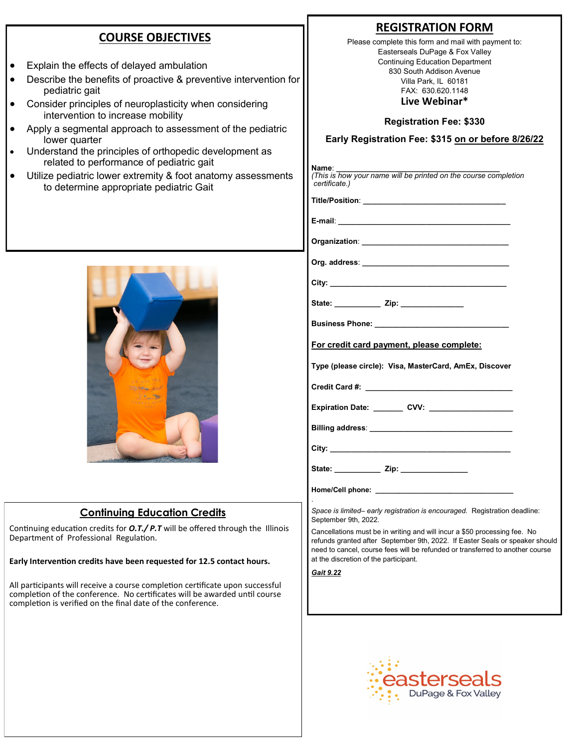## COURSE OBJECTIVES

- Explain the effects of delayed ambulation
- Describe the benefits of proactive & preventive intervention for pediatric gait
- Consider principles of neuroplasticity when considering intervention to increase mobility
- Apply a segmental approach to assessment of the pediatric lower quarter
- Understand the principles of orthopedic development as related to performance of pediatric gait
- Utilize pediatric lower extremity & foot anatomy assessments to determine appropriate pediatric Gait

## Continuing Education Credits

Continuing education credits for ***O.T./ P.T*** will be offered through the Illinois Department of Professional Regulation.

**Early Intervention credits have been requested for 12.5 contact hours.**

All participants will receive a course completion certificate upon successful completion of the conference. No certificates will be awarded until course completion is verified on the final date of the conference.

## REGISTRATION FORM

Please complete this form and mail with payment to:
Easterseals DuPage & Fox Valley
Continuing Education Department
830 South Addison Avenue
Villa Park, IL 60181
FAX: 630.620.1148

**Live Webinar***

**Registration Fee: $330**

**Early Registration Fee: $315 on or before 8/26/22**

**Name**: ______________________________________
*(This is how your name will be printed on the course completion certificate.)*

**Title/Position**: ______________________________________

**E-mail**: ______________________________________

**Organization**: ______________________________________

**Org. address**: ______________________________________

**City:** ______________________________________

**State:** ___________ **Zip:** _______________

**Business Phone:** ______________________________________

**For credit card payment, please complete:**

**Type (please circle): Visa, MasterCard, AmEx, Discover**

**Credit Card #:** ______________________________________

**Expiration Date:** _______ **CVV:** ___________________

**Billing address**: ______________________________________

**City:** ______________________________________

**State:** ___________ **Zip:** ________________

**Home/Cell phone:** ______________________________________

*Space is limited– early registration is encouraged.* Registration deadline: September 9th, 2022.

Cancellations must be in writing and will incur a $50 processing fee. No refunds granted after September 9th, 2022. If Easter Seals or speaker should need to cancel, course fees will be refunded or transferred to another course at the discretion of the participant.

***Gait 9.22***

easterseals DuPage & Fox Valley